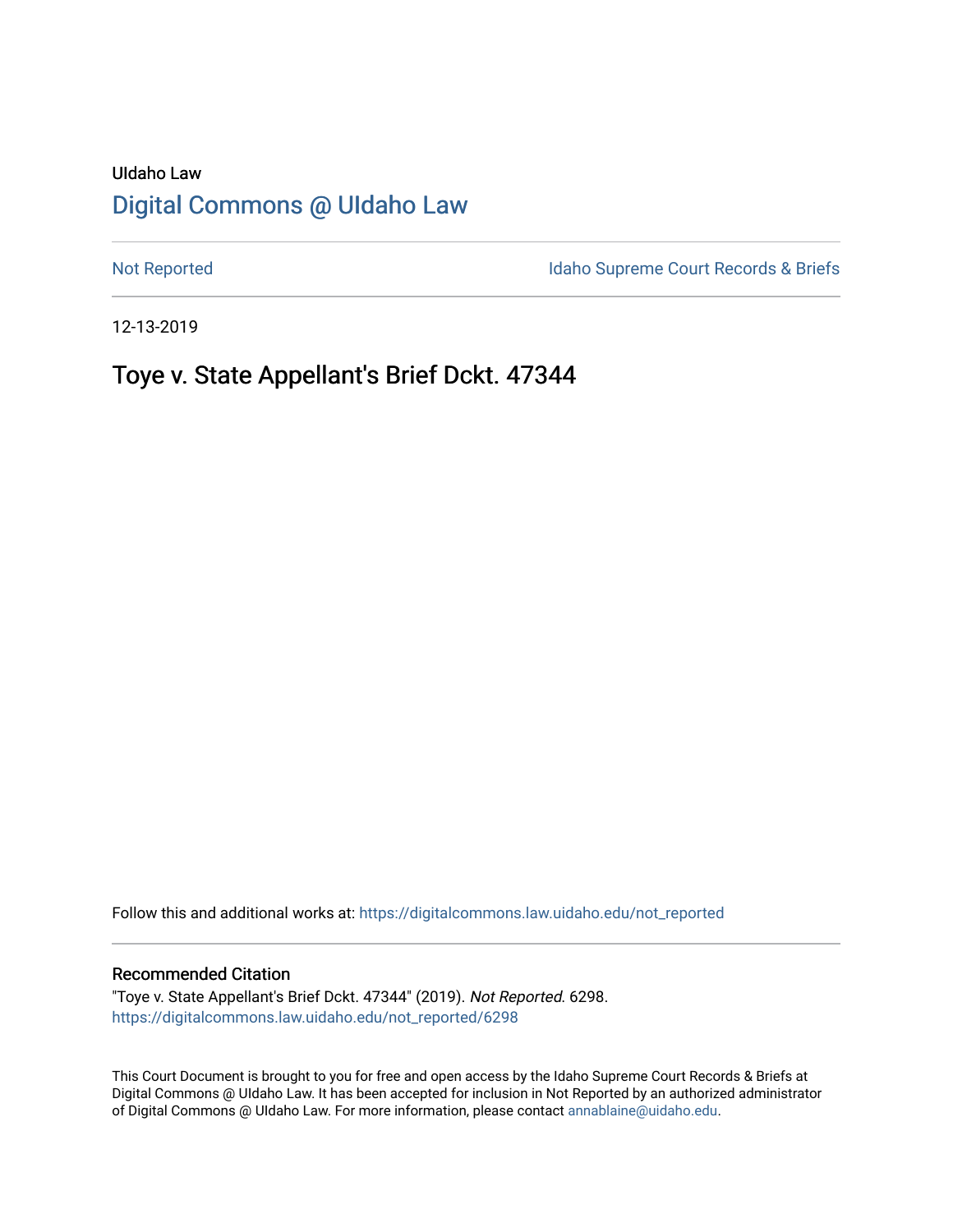UIdaho Law

# Digital Commons @ UIdaho Law

Not Reported | Idaho Supreme Court Records & Briefs

12-13-2019

## Toye v. State Appellant's Brief Dckt. 47344

Follow this and additional works at: https://digitalcommons.law.uidaho.edu/not_reported

### Recommended Citation

"Toye v. State Appellant's Brief Dckt. 47344" (2019). *Not Reported*. 6298.
https://digitalcommons.law.uidaho.edu/not_reported/6298

This Court Document is brought to you for free and open access by the Idaho Supreme Court Records & Briefs at Digital Commons @ UIdaho Law. It has been accepted for inclusion in Not Reported by an authorized administrator of Digital Commons @ UIdaho Law. For more information, please contact annablaine@uidaho.edu.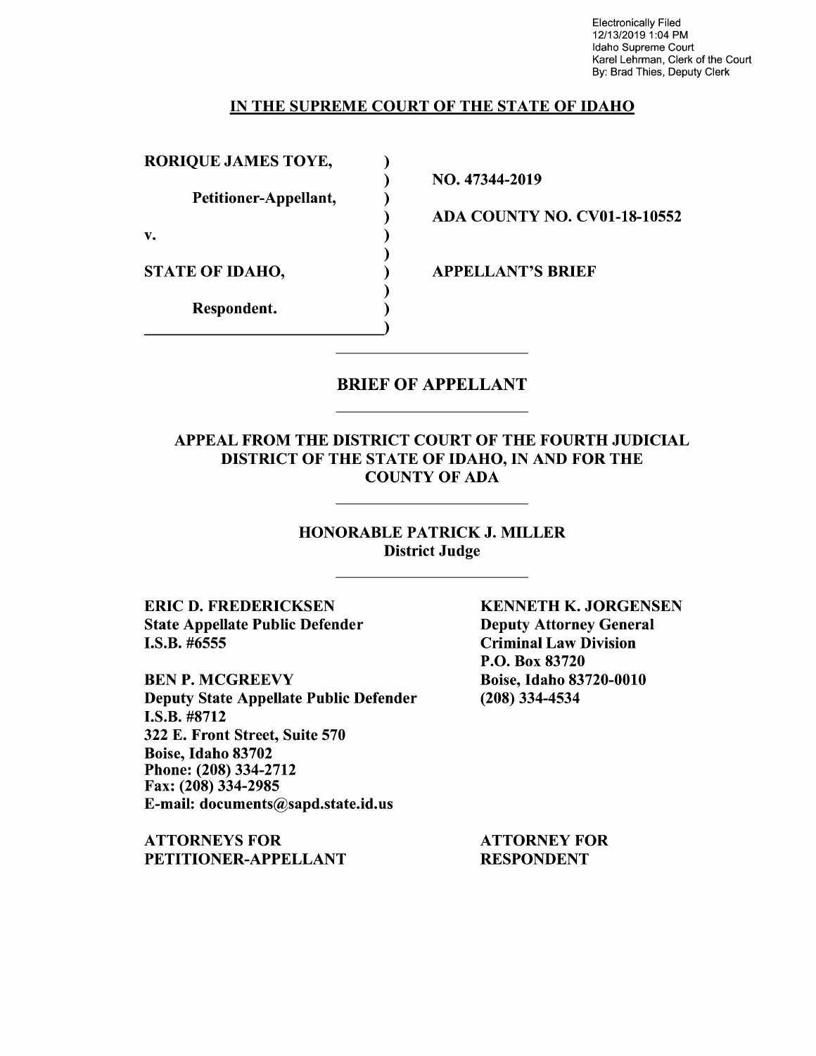Electronically Filed
12/13/2019 1:04 PM
Idaho Supreme Court
Karel Lehrman, Clerk of the Court
By: Brad Thies, Deputy Clerk

**IN THE SUPREME COURT OF THE STATE OF IDAHO**

| | | |
|---|---|---|
| **RORIQUE JAMES TOYE,** | ) | |
| | ) | **NO. 47344-2019** |
| **Petitioner-Appellant,** | ) | |
| | ) | **ADA COUNTY NO. CV01-18-10552** |
| **v.** | ) | |
| | ) | |
| **STATE OF IDAHO,** | ) | **APPELLANT'S BRIEF** |
| | ) | |
| **Respondent.** | ) | |
| | ) | |

## BRIEF OF APPELLANT

### APPEAL FROM THE DISTRICT COURT OF THE FOURTH JUDICIAL DISTRICT OF THE STATE OF IDAHO, IN AND FOR THE COUNTY OF ADA

**HONORABLE PATRICK J. MILLER**
**District Judge**

**ERIC D. FREDERICKSEN**
**State Appellate Public Defender**
**I.S.B. #6555**

**BEN P. MCGREEVY**
**Deputy State Appellate Public Defender**
**I.S.B. #8712**
**322 E. Front Street, Suite 570**
**Boise, Idaho 83702**
**Phone: (208) 334-2712**
**Fax: (208) 334-2985**
**E-mail: documents@sapd.state.id.us**

**ATTORNEYS FOR PETITIONER-APPELLANT**

**KENNETH K. JORGENSEN**
**Deputy Attorney General**
**Criminal Law Division**
**P.O. Box 83720**
**Boise, Idaho 83720-0010**
**(208) 334-4534**

**ATTORNEY FOR RESPONDENT**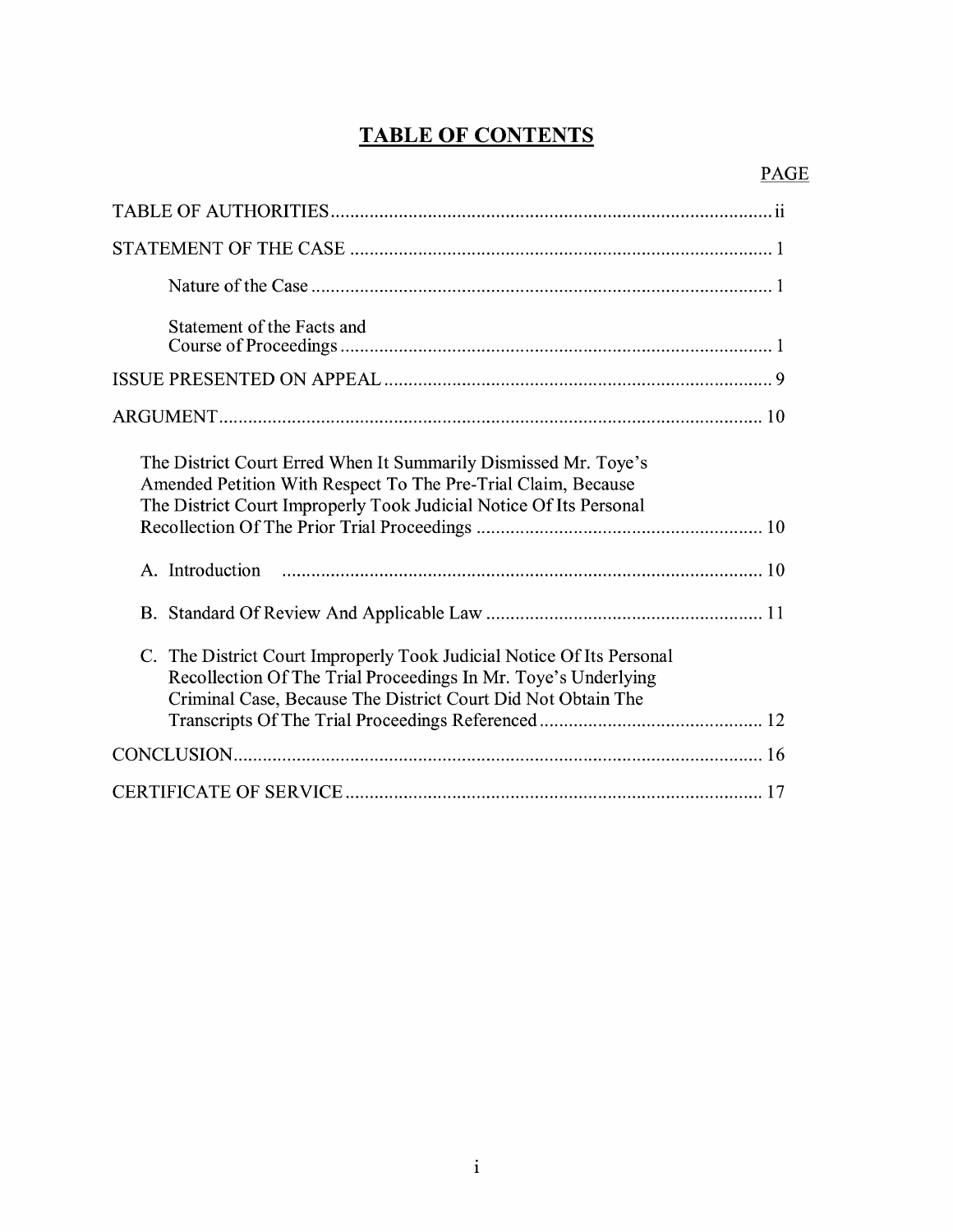# TABLE OF CONTENTS

| | PAGE |
|---|---|
| TABLE OF AUTHORITIES | ii |
| STATEMENT OF THE CASE | 1 |
| Nature of the Case | 1 |
| Statement of the Facts and Course of Proceedings | 1 |
| ISSUE PRESENTED ON APPEAL | 9 |
| ARGUMENT | 10 |
| The District Court Erred When It Summarily Dismissed Mr. Toye's Amended Petition With Respect To The Pre-Trial Claim, Because The District Court Improperly Took Judicial Notice Of Its Personal Recollection Of The Prior Trial Proceedings | 10 |
| A. Introduction | 10 |
| B. Standard Of Review And Applicable Law | 11 |
| C. The District Court Improperly Took Judicial Notice Of Its Personal Recollection Of The Trial Proceedings In Mr. Toye's Underlying Criminal Case, Because The District Court Did Not Obtain The Transcripts Of The Trial Proceedings Referenced | 12 |
| CONCLUSION | 16 |
| CERTIFICATE OF SERVICE | 17 |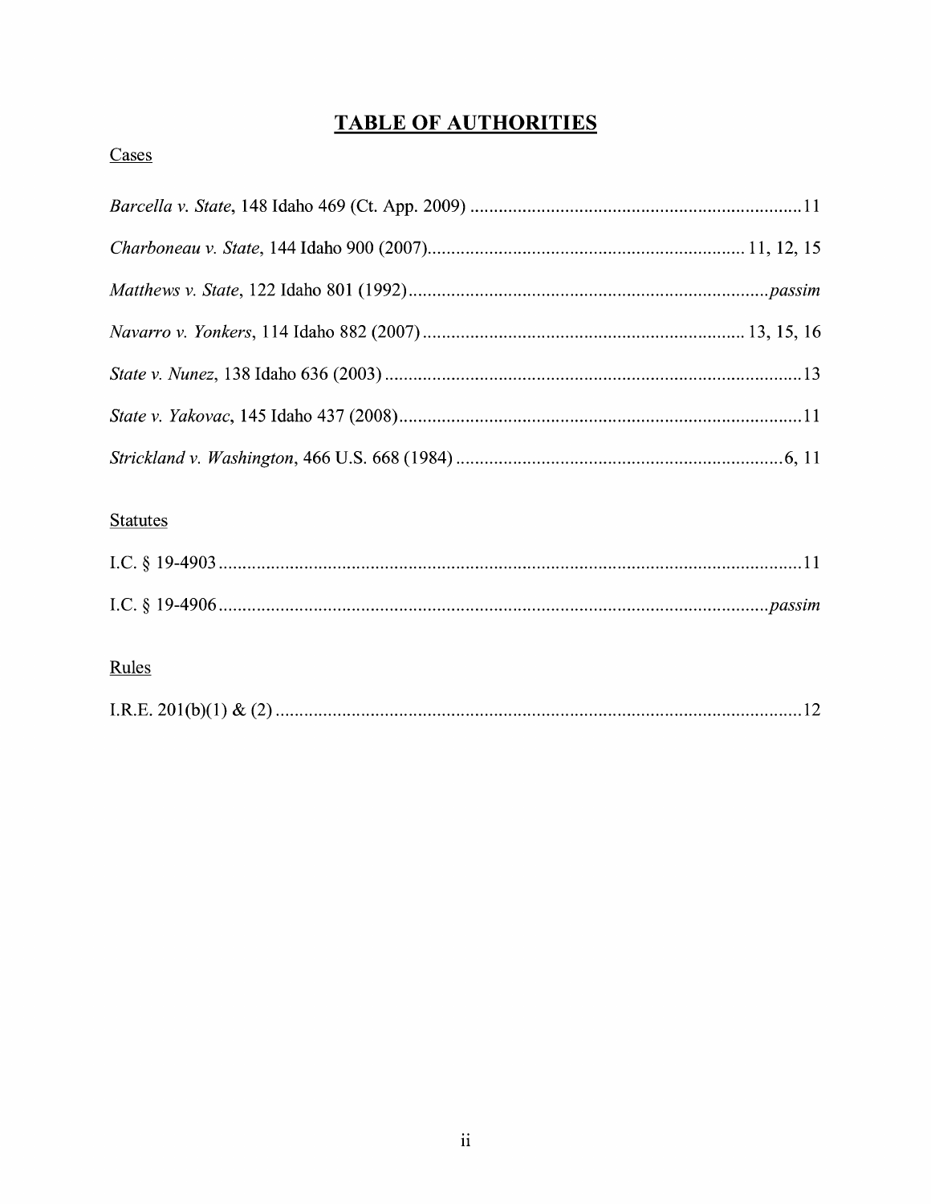# TABLE OF AUTHORITIES

## Cases

*Barcella v. State*, 148 Idaho 469 (Ct. App. 2009) .......................................................................11

*Charboneau v. State*, 144 Idaho 900 (2007)...................................................................11, 12, 15

*Matthews v. State*, 122 Idaho 801 (1992)...........................................................................*passim*

*Navarro v. Yonkers*, 114 Idaho 882 (2007) ....................................................................13, 15, 16

*State v. Nunez*, 138 Idaho 636 (2003) ........................................................................................13

*State v. Yakovac*, 145 Idaho 437 (2008)......................................................................................11

*Strickland v. Washington*, 466 U.S. 668 (1984) .....................................................................6, 11

## Statutes

I.C. § 19-4903............................................................................................................................11

I.C. § 19-4906.....................................................................................................................*passim*

## Rules

I.R.E. 201(b)(1) & (2) ................................................................................................................12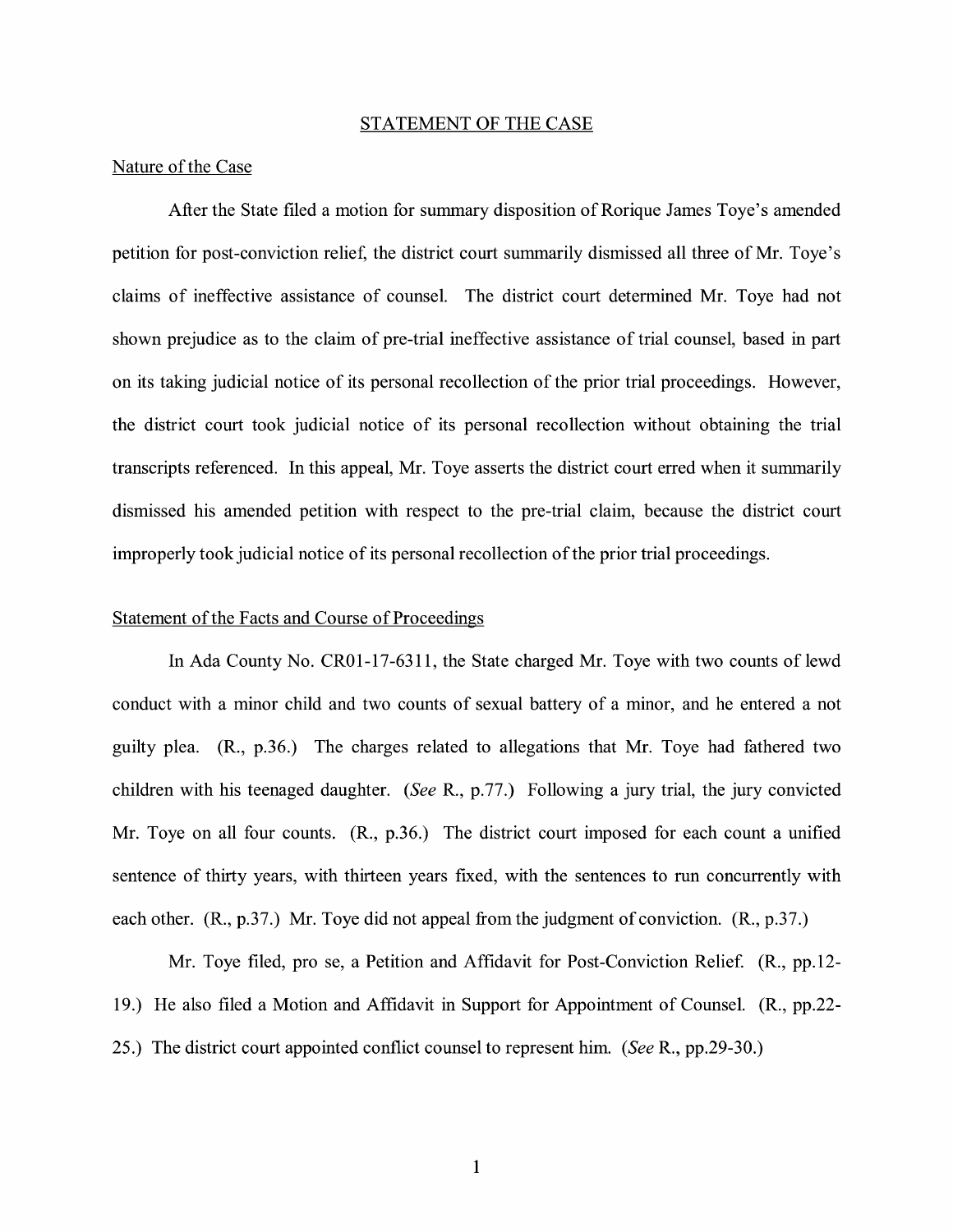## STATEMENT OF THE CASE

### Nature of the Case

After the State filed a motion for summary disposition of Rorique James Toye's amended petition for post-conviction relief, the district court summarily dismissed all three of Mr. Toye's claims of ineffective assistance of counsel. The district court determined Mr. Toye had not shown prejudice as to the claim of pre-trial ineffective assistance of trial counsel, based in part on its taking judicial notice of its personal recollection of the prior trial proceedings. However, the district court took judicial notice of its personal recollection without obtaining the trial transcripts referenced. In this appeal, Mr. Toye asserts the district court erred when it summarily dismissed his amended petition with respect to the pre-trial claim, because the district court improperly took judicial notice of its personal recollection of the prior trial proceedings.

### Statement of the Facts and Course of Proceedings

In Ada County No. CR01-17-6311, the State charged Mr. Toye with two counts of lewd conduct with a minor child and two counts of sexual battery of a minor, and he entered a not guilty plea. (R., p.36.) The charges related to allegations that Mr. Toye had fathered two children with his teenaged daughter. (*See* R., p.77.) Following a jury trial, the jury convicted Mr. Toye on all four counts. (R., p.36.) The district court imposed for each count a unified sentence of thirty years, with thirteen years fixed, with the sentences to run concurrently with each other. (R., p.37.) Mr. Toye did not appeal from the judgment of conviction. (R., p.37.)

Mr. Toye filed, pro se, a Petition and Affidavit for Post-Conviction Relief. (R., pp.12-19.) He also filed a Motion and Affidavit in Support for Appointment of Counsel. (R., pp.22-25.) The district court appointed conflict counsel to represent him. (*See* R., pp.29-30.)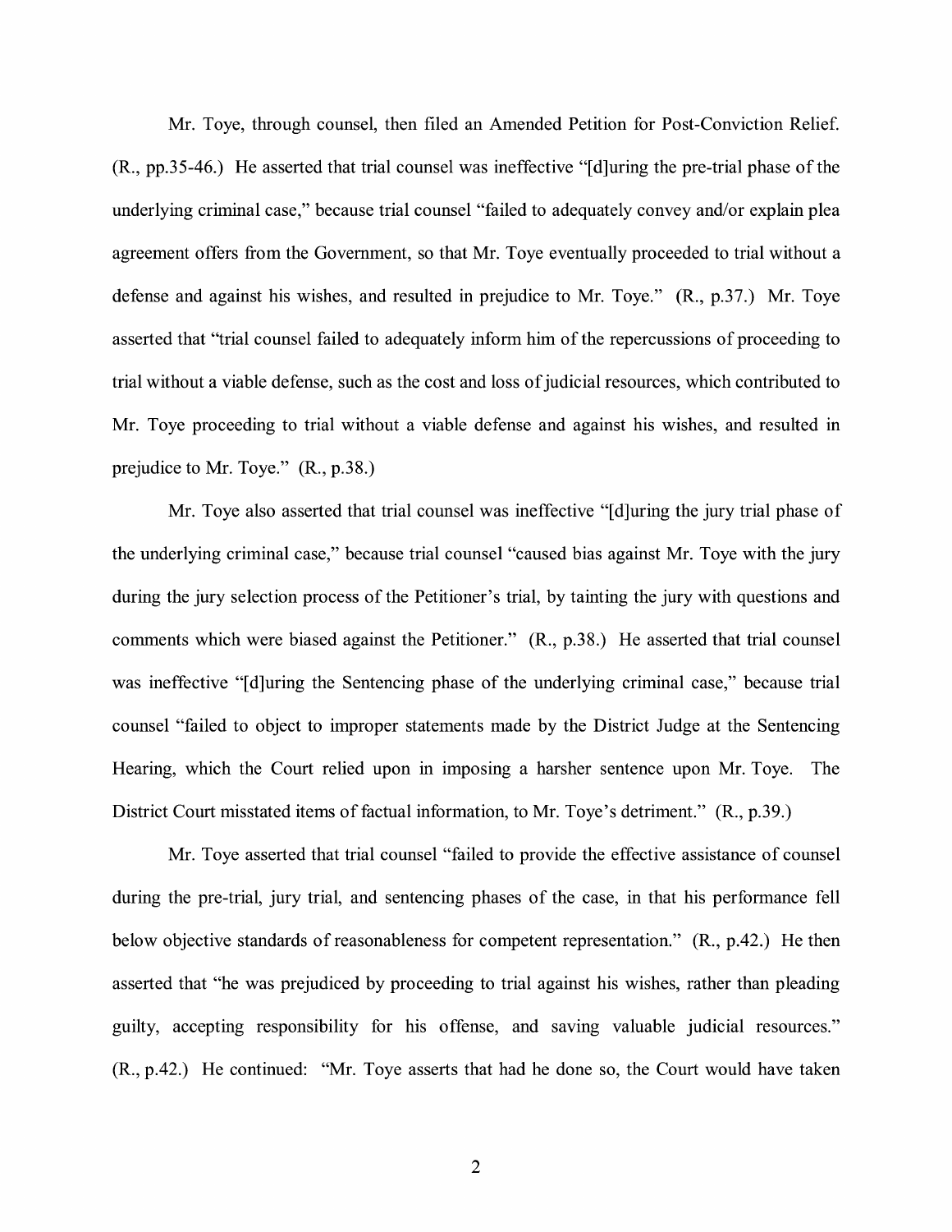Mr. Toye, through counsel, then filed an Amended Petition for Post-Conviction Relief. (R., pp.35-46.) He asserted that trial counsel was ineffective "[d]uring the pre-trial phase of the underlying criminal case," because trial counsel "failed to adequately convey and/or explain plea agreement offers from the Government, so that Mr. Toye eventually proceeded to trial without a defense and against his wishes, and resulted in prejudice to Mr. Toye." (R., p.37.) Mr. Toye asserted that "trial counsel failed to adequately inform him of the repercussions of proceeding to trial without a viable defense, such as the cost and loss of judicial resources, which contributed to Mr. Toye proceeding to trial without a viable defense and against his wishes, and resulted in prejudice to Mr. Toye." (R., p.38.)

Mr. Toye also asserted that trial counsel was ineffective "[d]uring the jury trial phase of the underlying criminal case," because trial counsel "caused bias against Mr. Toye with the jury during the jury selection process of the Petitioner's trial, by tainting the jury with questions and comments which were biased against the Petitioner." (R., p.38.) He asserted that trial counsel was ineffective "[d]uring the Sentencing phase of the underlying criminal case," because trial counsel "failed to object to improper statements made by the District Judge at the Sentencing Hearing, which the Court relied upon in imposing a harsher sentence upon Mr. Toye. The District Court misstated items of factual information, to Mr. Toye's detriment." (R., p.39.)

Mr. Toye asserted that trial counsel "failed to provide the effective assistance of counsel during the pre-trial, jury trial, and sentencing phases of the case, in that his performance fell below objective standards of reasonableness for competent representation." (R., p.42.) He then asserted that "he was prejudiced by proceeding to trial against his wishes, rather than pleading guilty, accepting responsibility for his offense, and saving valuable judicial resources." (R., p.42.) He continued: "Mr. Toye asserts that had he done so, the Court would have taken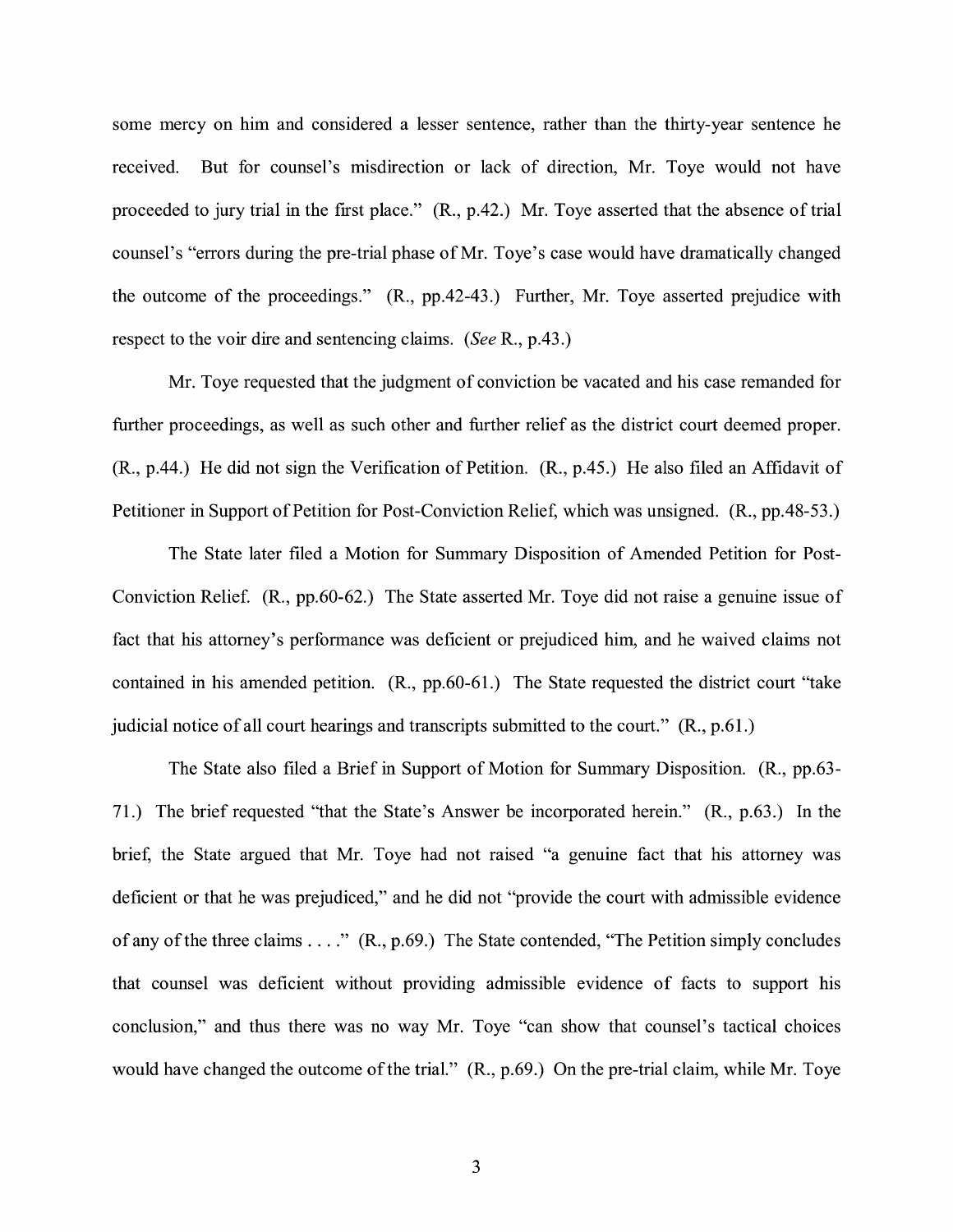some mercy on him and considered a lesser sentence, rather than the thirty-year sentence he received. But for counsel's misdirection or lack of direction, Mr. Toye would not have proceeded to jury trial in the first place." (R., p.42.) Mr. Toye asserted that the absence of trial counsel's "errors during the pre-trial phase of Mr. Toye's case would have dramatically changed the outcome of the proceedings." (R., pp.42-43.) Further, Mr. Toye asserted prejudice with respect to the voir dire and sentencing claims. (*See* R., p.43.)

Mr. Toye requested that the judgment of conviction be vacated and his case remanded for further proceedings, as well as such other and further relief as the district court deemed proper. (R., p.44.) He did not sign the Verification of Petition. (R., p.45.) He also filed an Affidavit of Petitioner in Support of Petition for Post-Conviction Relief, which was unsigned. (R., pp.48-53.)

The State later filed a Motion for Summary Disposition of Amended Petition for Post-Conviction Relief. (R., pp.60-62.) The State asserted Mr. Toye did not raise a genuine issue of fact that his attorney's performance was deficient or prejudiced him, and he waived claims not contained in his amended petition. (R., pp.60-61.) The State requested the district court "take judicial notice of all court hearings and transcripts submitted to the court." (R., p.61.)

The State also filed a Brief in Support of Motion for Summary Disposition. (R., pp.63-71.) The brief requested "that the State's Answer be incorporated herein." (R., p.63.) In the brief, the State argued that Mr. Toye had not raised "a genuine fact that his attorney was deficient or that he was prejudiced," and he did not "provide the court with admissible evidence of any of the three claims . . . ." (R., p.69.) The State contended, "The Petition simply concludes that counsel was deficient without providing admissible evidence of facts to support his conclusion," and thus there was no way Mr. Toye "can show that counsel's tactical choices would have changed the outcome of the trial." (R., p.69.) On the pre-trial claim, while Mr. Toye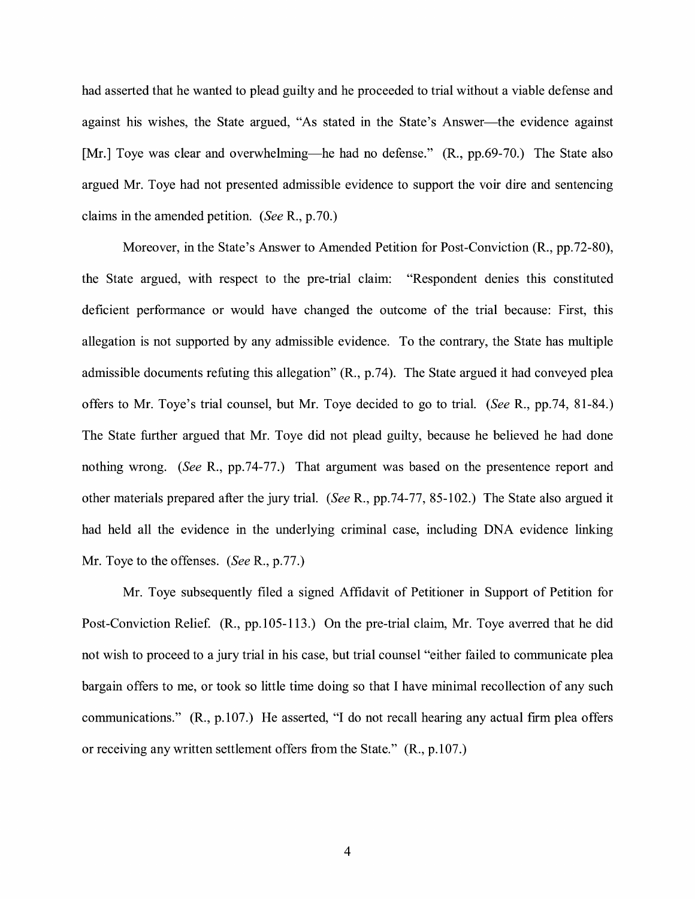had asserted that he wanted to plead guilty and he proceeded to trial without a viable defense and against his wishes, the State argued, "As stated in the State's Answer—the evidence against [Mr.] Toye was clear and overwhelming—he had no defense." (R., pp.69-70.) The State also argued Mr. Toye had not presented admissible evidence to support the voir dire and sentencing claims in the amended petition. (*See* R., p.70.)

Moreover, in the State's Answer to Amended Petition for Post-Conviction (R., pp.72-80), the State argued, with respect to the pre-trial claim: "Respondent denies this constituted deficient performance or would have changed the outcome of the trial because: First, this allegation is not supported by any admissible evidence. To the contrary, the State has multiple admissible documents refuting this allegation" (R., p.74). The State argued it had conveyed plea offers to Mr. Toye's trial counsel, but Mr. Toye decided to go to trial. (*See* R., pp.74, 81-84.) The State further argued that Mr. Toye did not plead guilty, because he believed he had done nothing wrong. (*See* R., pp.74-77.) That argument was based on the presentence report and other materials prepared after the jury trial. (*See* R., pp.74-77, 85-102.) The State also argued it had held all the evidence in the underlying criminal case, including DNA evidence linking Mr. Toye to the offenses. (*See* R., p.77.)

Mr. Toye subsequently filed a signed Affidavit of Petitioner in Support of Petition for Post-Conviction Relief. (R., pp.105-113.) On the pre-trial claim, Mr. Toye averred that he did not wish to proceed to a jury trial in his case, but trial counsel "either failed to communicate plea bargain offers to me, or took so little time doing so that I have minimal recollection of any such communications." (R., p.107.) He asserted, "I do not recall hearing any actual firm plea offers or receiving any written settlement offers from the State." (R., p.107.)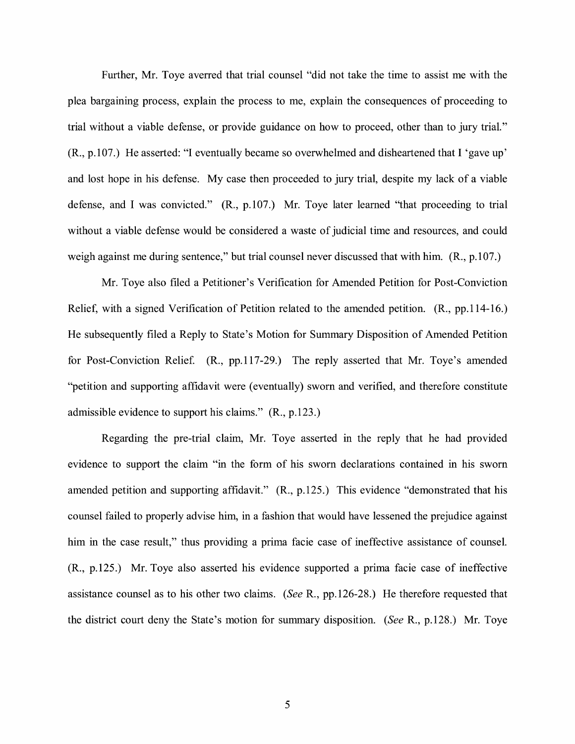Further, Mr. Toye averred that trial counsel "did not take the time to assist me with the plea bargaining process, explain the process to me, explain the consequences of proceeding to trial without a viable defense, or provide guidance on how to proceed, other than to jury trial." (R., p.107.) He asserted: "I eventually became so overwhelmed and disheartened that I 'gave up' and lost hope in his defense. My case then proceeded to jury trial, despite my lack of a viable defense, and I was convicted." (R., p.107.) Mr. Toye later learned "that proceeding to trial without a viable defense would be considered a waste of judicial time and resources, and could weigh against me during sentence," but trial counsel never discussed that with him. (R., p.107.)

Mr. Toye also filed a Petitioner's Verification for Amended Petition for Post-Conviction Relief, with a signed Verification of Petition related to the amended petition. (R., pp.114-16.) He subsequently filed a Reply to State's Motion for Summary Disposition of Amended Petition for Post-Conviction Relief. (R., pp.117-29.) The reply asserted that Mr. Toye's amended "petition and supporting affidavit were (eventually) sworn and verified, and therefore constitute admissible evidence to support his claims." (R., p.123.)

Regarding the pre-trial claim, Mr. Toye asserted in the reply that he had provided evidence to support the claim "in the form of his sworn declarations contained in his sworn amended petition and supporting affidavit." (R., p.125.) This evidence "demonstrated that his counsel failed to properly advise him, in a fashion that would have lessened the prejudice against him in the case result," thus providing a prima facie case of ineffective assistance of counsel. (R., p.125.) Mr. Toye also asserted his evidence supported a prima facie case of ineffective assistance counsel as to his other two claims. (*See* R., pp.126-28.) He therefore requested that the district court deny the State's motion for summary disposition. (*See* R., p.128.) Mr. Toye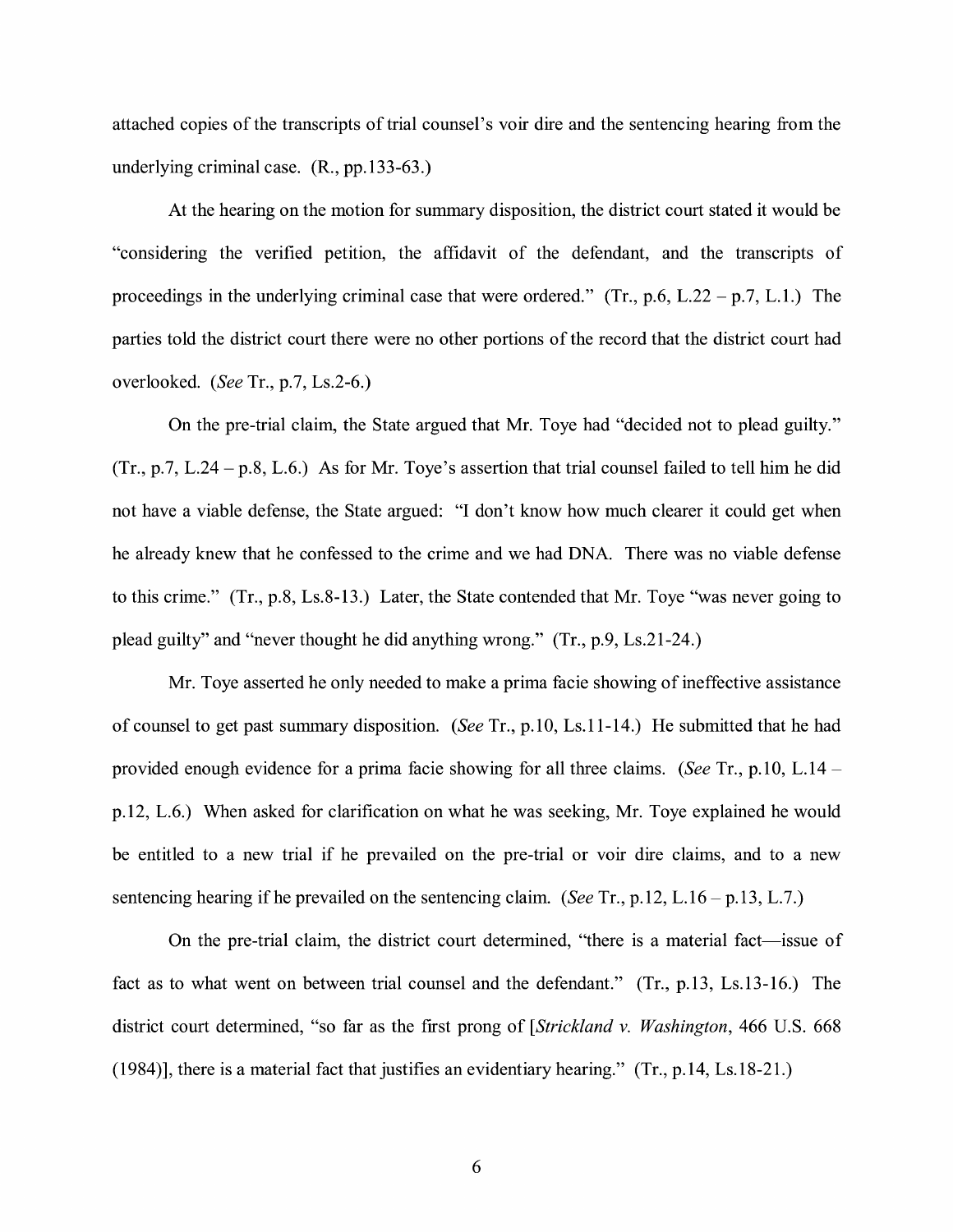attached copies of the transcripts of trial counsel's voir dire and the sentencing hearing from the underlying criminal case. (R., pp.133-63.)

At the hearing on the motion for summary disposition, the district court stated it would be "considering the verified petition, the affidavit of the defendant, and the transcripts of proceedings in the underlying criminal case that were ordered." (Tr., p.6, L.22 – p.7, L.1.) The parties told the district court there were no other portions of the record that the district court had overlooked. (*See* Tr., p.7, Ls.2-6.)

On the pre-trial claim, the State argued that Mr. Toye had "decided not to plead guilty." (Tr., p.7, L.24 – p.8, L.6.) As for Mr. Toye's assertion that trial counsel failed to tell him he did not have a viable defense, the State argued: "I don't know how much clearer it could get when he already knew that he confessed to the crime and we had DNA. There was no viable defense to this crime." (Tr., p.8, Ls.8-13.) Later, the State contended that Mr. Toye "was never going to plead guilty" and "never thought he did anything wrong." (Tr., p.9, Ls.21-24.)

Mr. Toye asserted he only needed to make a prima facie showing of ineffective assistance of counsel to get past summary disposition. (*See* Tr., p.10, Ls.11-14.) He submitted that he had provided enough evidence for a prima facie showing for all three claims. (*See* Tr., p.10, L.14 – p.12, L.6.) When asked for clarification on what he was seeking, Mr. Toye explained he would be entitled to a new trial if he prevailed on the pre-trial or voir dire claims, and to a new sentencing hearing if he prevailed on the sentencing claim. (*See* Tr., p.12, L.16 – p.13, L.7.)

On the pre-trial claim, the district court determined, "there is a material fact—issue of fact as to what went on between trial counsel and the defendant." (Tr., p.13, Ls.13-16.) The district court determined, "so far as the first prong of [*Strickland v. Washington*, 466 U.S. 668 (1984)], there is a material fact that justifies an evidentiary hearing." (Tr., p.14, Ls.18-21.)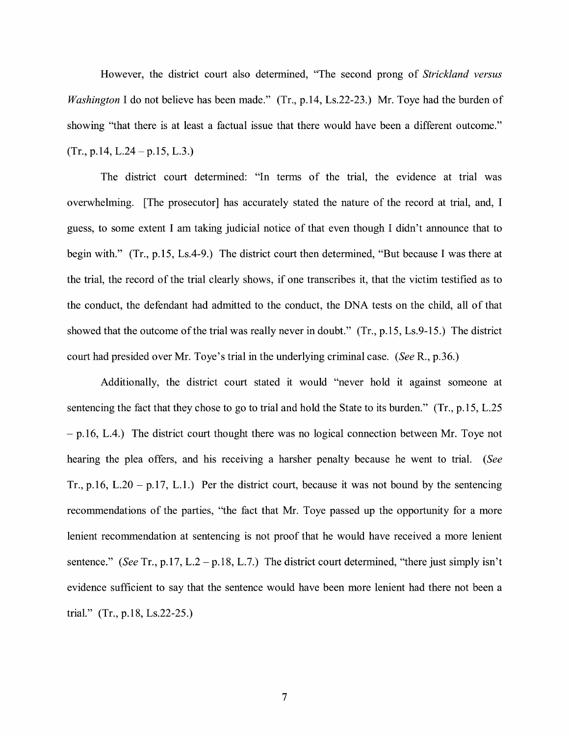However, the district court also determined, "The second prong of *Strickland versus Washington* I do not believe has been made." (Tr., p.14, Ls.22-23.) Mr. Toye had the burden of showing "that there is at least a factual issue that there would have been a different outcome." (Tr., p.14, L.24 – p.15, L.3.)

The district court determined: "In terms of the trial, the evidence at trial was overwhelming. [The prosecutor] has accurately stated the nature of the record at trial, and, I guess, to some extent I am taking judicial notice of that even though I didn't announce that to begin with." (Tr., p.15, Ls.4-9.) The district court then determined, "But because I was there at the trial, the record of the trial clearly shows, if one transcribes it, that the victim testified as to the conduct, the defendant had admitted to the conduct, the DNA tests on the child, all of that showed that the outcome of the trial was really never in doubt." (Tr., p.15, Ls.9-15.) The district court had presided over Mr. Toye's trial in the underlying criminal case. (*See* R., p.36.)

Additionally, the district court stated it would "never hold it against someone at sentencing the fact that they chose to go to trial and hold the State to its burden." (Tr., p.15, L.25 – p.16, L.4.) The district court thought there was no logical connection between Mr. Toye not hearing the plea offers, and his receiving a harsher penalty because he went to trial. (*See* Tr., p.16, L.20 – p.17, L.1.) Per the district court, because it was not bound by the sentencing recommendations of the parties, "the fact that Mr. Toye passed up the opportunity for a more lenient recommendation at sentencing is not proof that he would have received a more lenient sentence." (*See* Tr., p.17, L.2 – p.18, L.7.) The district court determined, "there just simply isn't evidence sufficient to say that the sentence would have been more lenient had there not been a trial." (Tr., p.18, Ls.22-25.)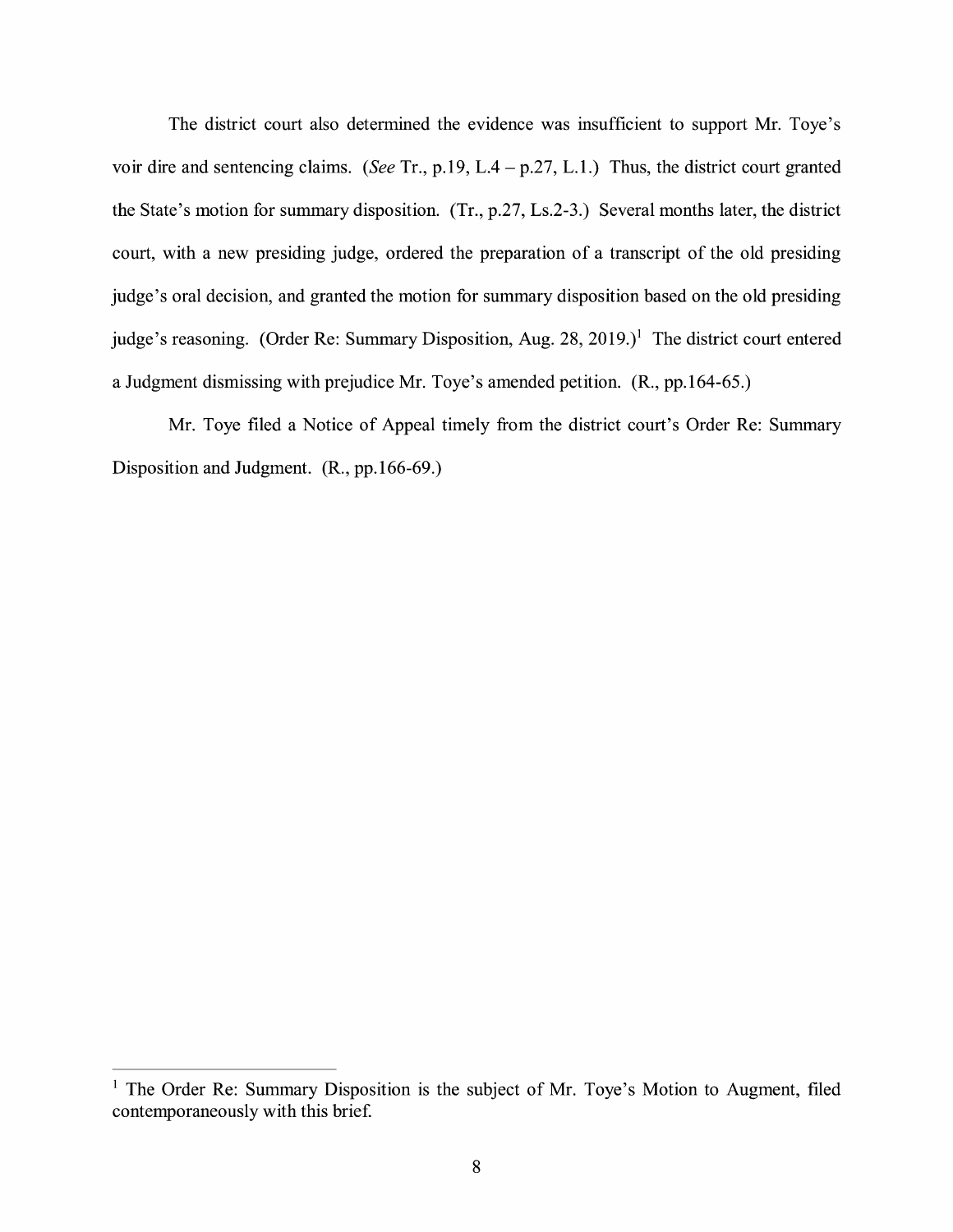The district court also determined the evidence was insufficient to support Mr. Toye's voir dire and sentencing claims. (*See* Tr., p.19, L.4 – p.27, L.1.) Thus, the district court granted the State's motion for summary disposition. (Tr., p.27, Ls.2-3.) Several months later, the district court, with a new presiding judge, ordered the preparation of a transcript of the old presiding judge's oral decision, and granted the motion for summary disposition based on the old presiding judge's reasoning. (Order Re: Summary Disposition, Aug. 28, 2019.)[1] The district court entered a Judgment dismissing with prejudice Mr. Toye's amended petition. (R., pp.164-65.)

Mr. Toye filed a Notice of Appeal timely from the district court's Order Re: Summary Disposition and Judgment. (R., pp.166-69.)

---

[1] The Order Re: Summary Disposition is the subject of Mr. Toye's Motion to Augment, filed contemporaneously with this brief.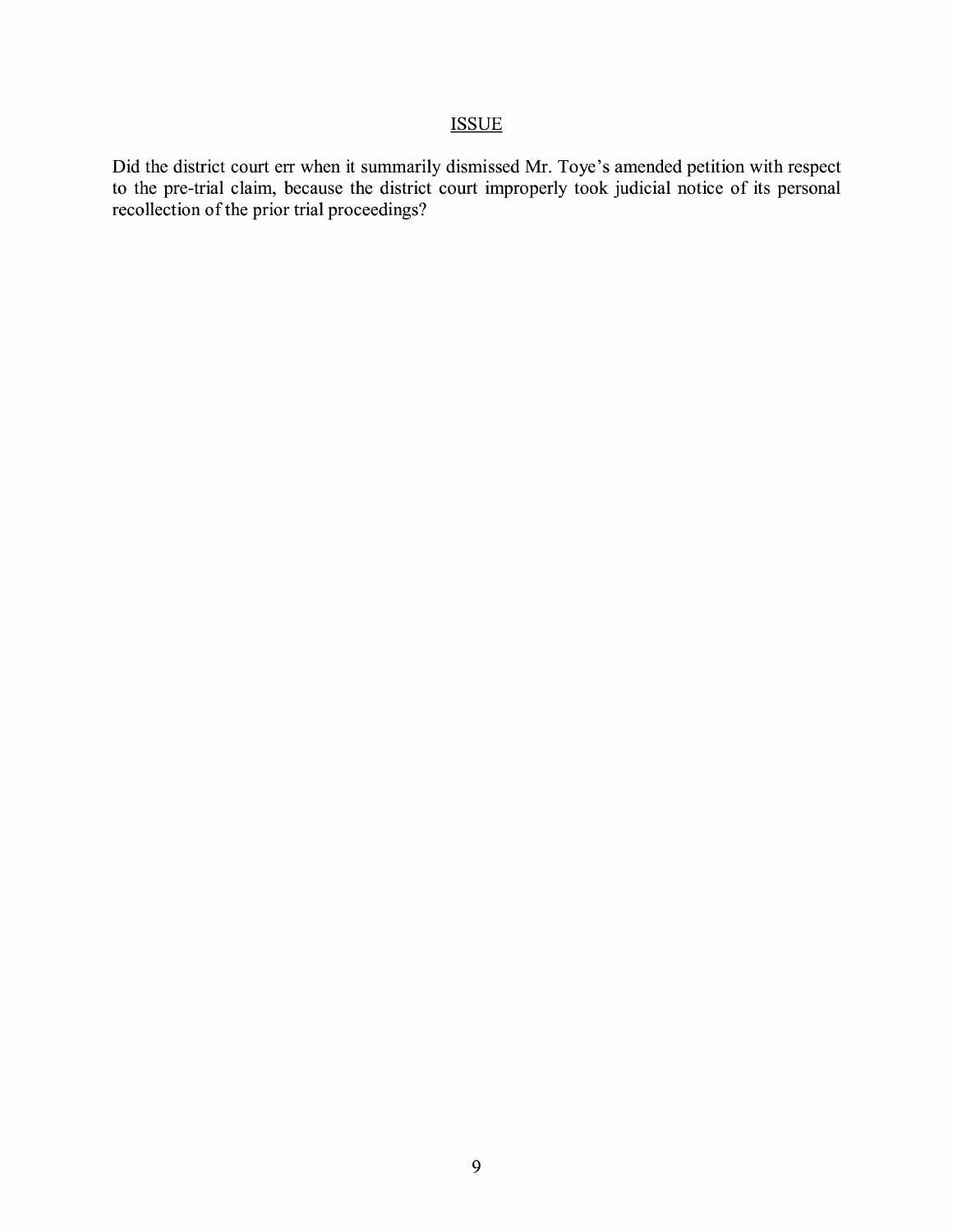## ISSUE

Did the district court err when it summarily dismissed Mr. Toye's amended petition with respect to the pre-trial claim, because the district court improperly took judicial notice of its personal recollection of the prior trial proceedings?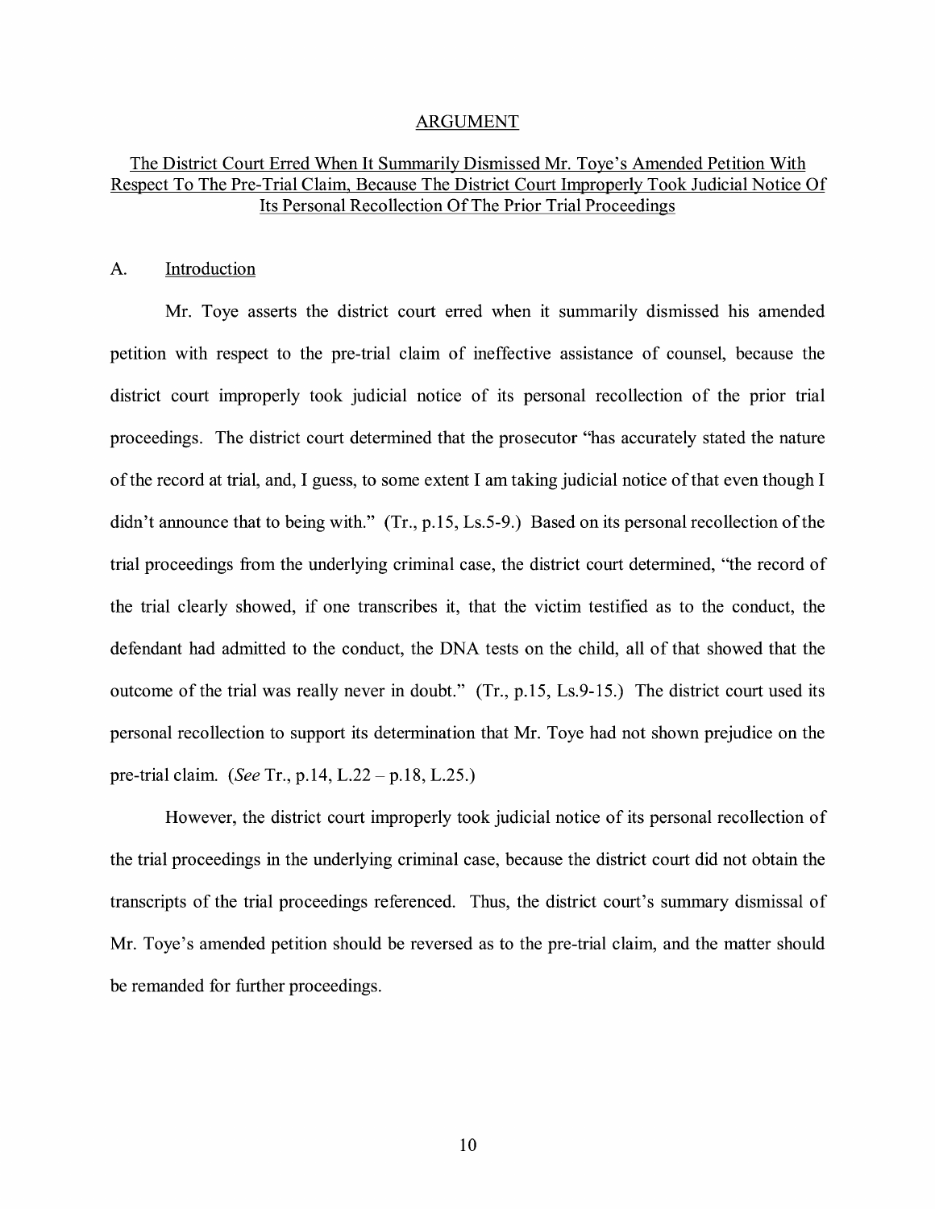## ARGUMENT

### The District Court Erred When It Summarily Dismissed Mr. Toye's Amended Petition With Respect To The Pre-Trial Claim, Because The District Court Improperly Took Judicial Notice Of Its Personal Recollection Of The Prior Trial Proceedings

A. Introduction

Mr. Toye asserts the district court erred when it summarily dismissed his amended petition with respect to the pre-trial claim of ineffective assistance of counsel, because the district court improperly took judicial notice of its personal recollection of the prior trial proceedings. The district court determined that the prosecutor "has accurately stated the nature of the record at trial, and, I guess, to some extent I am taking judicial notice of that even though I didn't announce that to being with." (Tr., p.15, Ls.5-9.) Based on its personal recollection of the trial proceedings from the underlying criminal case, the district court determined, "the record of the trial clearly showed, if one transcribes it, that the victim testified as to the conduct, the defendant had admitted to the conduct, the DNA tests on the child, all of that showed that the outcome of the trial was really never in doubt." (Tr., p.15, Ls.9-15.) The district court used its personal recollection to support its determination that Mr. Toye had not shown prejudice on the pre-trial claim. (*See* Tr., p.14, L.22 – p.18, L.25.)

However, the district court improperly took judicial notice of its personal recollection of the trial proceedings in the underlying criminal case, because the district court did not obtain the transcripts of the trial proceedings referenced. Thus, the district court's summary dismissal of Mr. Toye's amended petition should be reversed as to the pre-trial claim, and the matter should be remanded for further proceedings.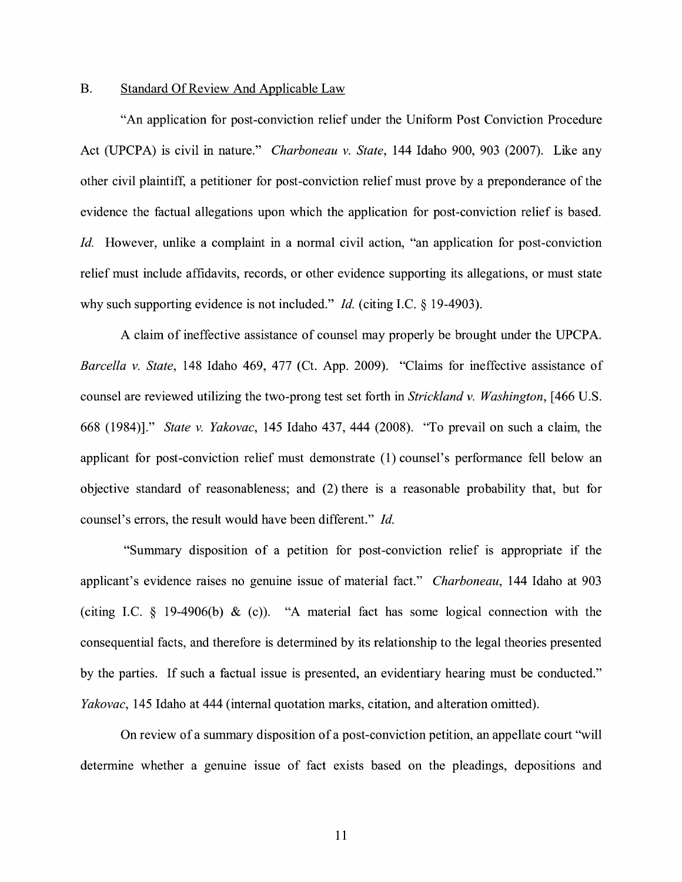B. Standard Of Review And Applicable Law

"An application for post-conviction relief under the Uniform Post Conviction Procedure Act (UPCPA) is civil in nature." *Charboneau v. State*, 144 Idaho 900, 903 (2007). Like any other civil plaintiff, a petitioner for post-conviction relief must prove by a preponderance of the evidence the factual allegations upon which the application for post-conviction relief is based. *Id.* However, unlike a complaint in a normal civil action, "an application for post-conviction relief must include affidavits, records, or other evidence supporting its allegations, or must state why such supporting evidence is not included." *Id.* (citing I.C. § 19-4903).

A claim of ineffective assistance of counsel may properly be brought under the UPCPA. *Barcella v. State*, 148 Idaho 469, 477 (Ct. App. 2009). "Claims for ineffective assistance of counsel are reviewed utilizing the two-prong test set forth in *Strickland v. Washington*, [466 U.S. 668 (1984)]." *State v. Yakovac*, 145 Idaho 437, 444 (2008). "To prevail on such a claim, the applicant for post-conviction relief must demonstrate (1) counsel's performance fell below an objective standard of reasonableness; and (2) there is a reasonable probability that, but for counsel's errors, the result would have been different." *Id.*

"Summary disposition of a petition for post-conviction relief is appropriate if the applicant's evidence raises no genuine issue of material fact." *Charboneau*, 144 Idaho at 903 (citing I.C. § 19-4906(b) & (c)). "A material fact has some logical connection with the consequential facts, and therefore is determined by its relationship to the legal theories presented by the parties. If such a factual issue is presented, an evidentiary hearing must be conducted." *Yakovac*, 145 Idaho at 444 (internal quotation marks, citation, and alteration omitted).

On review of a summary disposition of a post-conviction petition, an appellate court "will determine whether a genuine issue of fact exists based on the pleadings, depositions and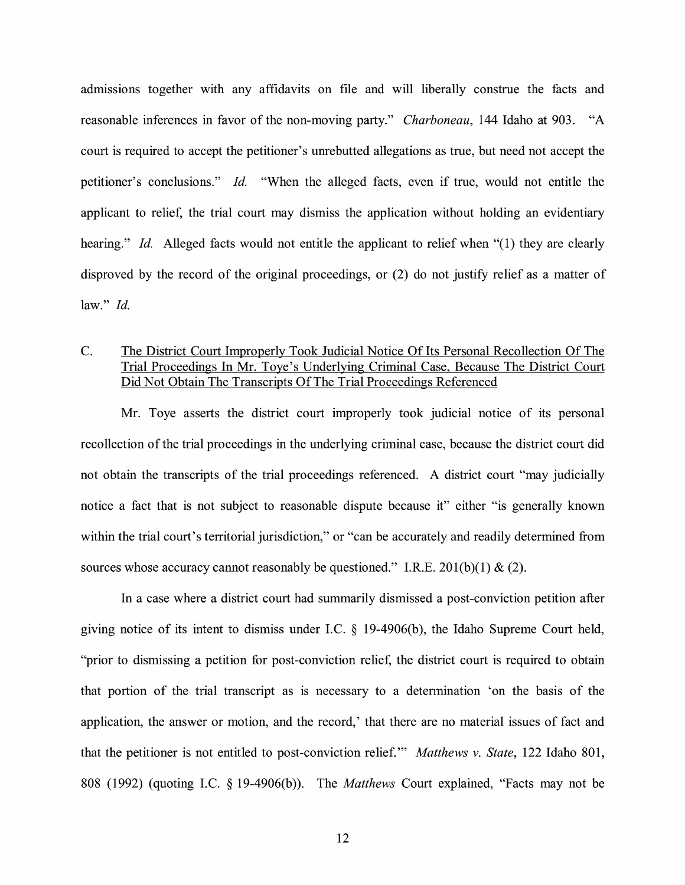admissions together with any affidavits on file and will liberally construe the facts and reasonable inferences in favor of the non-moving party." *Charboneau*, 144 Idaho at 903. "A court is required to accept the petitioner's unrebutted allegations as true, but need not accept the petitioner's conclusions." *Id.* "When the alleged facts, even if true, would not entitle the applicant to relief, the trial court may dismiss the application without holding an evidentiary hearing." *Id.* Alleged facts would not entitle the applicant to relief when "(1) they are clearly disproved by the record of the original proceedings, or (2) do not justify relief as a matter of law." *Id.*

C. The District Court Improperly Took Judicial Notice Of Its Personal Recollection Of The Trial Proceedings In Mr. Toye's Underlying Criminal Case, Because The District Court Did Not Obtain The Transcripts Of The Trial Proceedings Referenced

Mr. Toye asserts the district court improperly took judicial notice of its personal recollection of the trial proceedings in the underlying criminal case, because the district court did not obtain the transcripts of the trial proceedings referenced. A district court "may judicially notice a fact that is not subject to reasonable dispute because it" either "is generally known within the trial court's territorial jurisdiction," or "can be accurately and readily determined from sources whose accuracy cannot reasonably be questioned." I.R.E. 201(b)(1) & (2).

In a case where a district court had summarily dismissed a post-conviction petition after giving notice of its intent to dismiss under I.C. § 19-4906(b), the Idaho Supreme Court held, "prior to dismissing a petition for post-conviction relief, the district court is required to obtain that portion of the trial transcript as is necessary to a determination 'on the basis of the application, the answer or motion, and the record,' that there are no material issues of fact and that the petitioner is not entitled to post-conviction relief.'" *Matthews v. State*, 122 Idaho 801, 808 (1992) (quoting I.C. § 19-4906(b)). The *Matthews* Court explained, "Facts may not be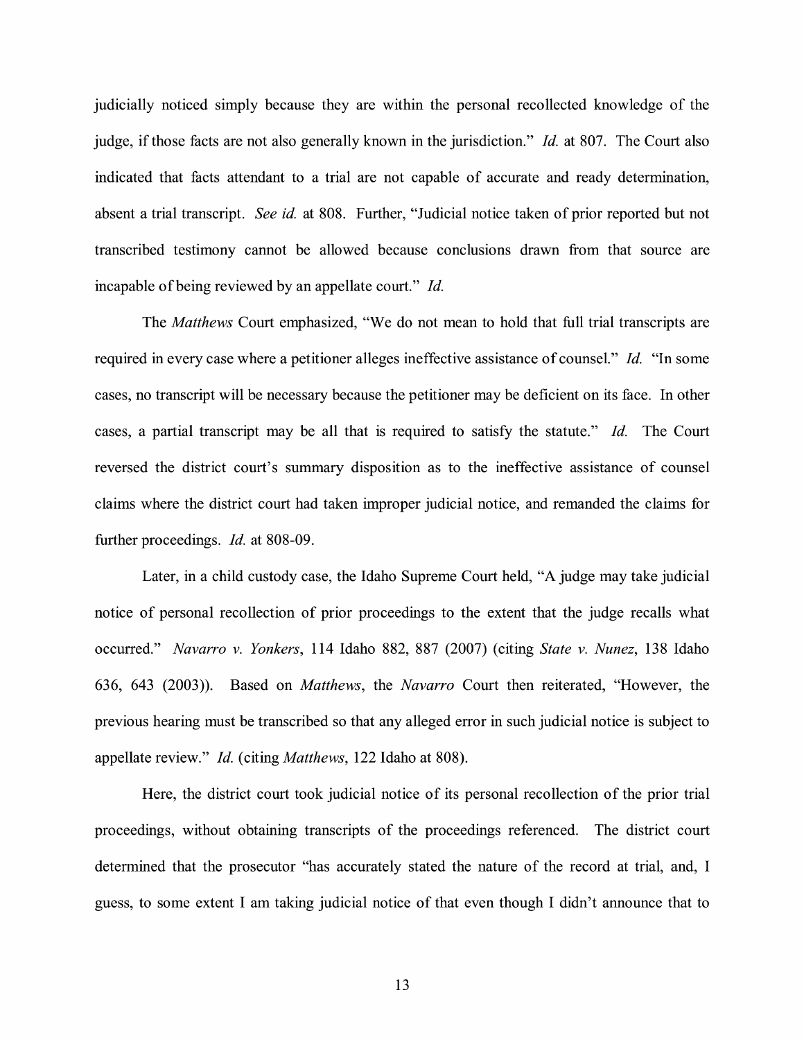judicially noticed simply because they are within the personal recollected knowledge of the judge, if those facts are not also generally known in the jurisdiction." *Id.* at 807. The Court also indicated that facts attendant to a trial are not capable of accurate and ready determination, absent a trial transcript. *See id.* at 808. Further, "Judicial notice taken of prior reported but not transcribed testimony cannot be allowed because conclusions drawn from that source are incapable of being reviewed by an appellate court." *Id.*

The *Matthews* Court emphasized, "We do not mean to hold that full trial transcripts are required in every case where a petitioner alleges ineffective assistance of counsel." *Id.* "In some cases, no transcript will be necessary because the petitioner may be deficient on its face. In other cases, a partial transcript may be all that is required to satisfy the statute." *Id.* The Court reversed the district court's summary disposition as to the ineffective assistance of counsel claims where the district court had taken improper judicial notice, and remanded the claims for further proceedings. *Id.* at 808-09.

Later, in a child custody case, the Idaho Supreme Court held, "A judge may take judicial notice of personal recollection of prior proceedings to the extent that the judge recalls what occurred." *Navarro v. Yonkers*, 114 Idaho 882, 887 (2007) (citing *State v. Nunez*, 138 Idaho 636, 643 (2003)). Based on *Matthews*, the *Navarro* Court then reiterated, "However, the previous hearing must be transcribed so that any alleged error in such judicial notice is subject to appellate review." *Id.* (citing *Matthews*, 122 Idaho at 808).

Here, the district court took judicial notice of its personal recollection of the prior trial proceedings, without obtaining transcripts of the proceedings referenced. The district court determined that the prosecutor "has accurately stated the nature of the record at trial, and, I guess, to some extent I am taking judicial notice of that even though I didn't announce that to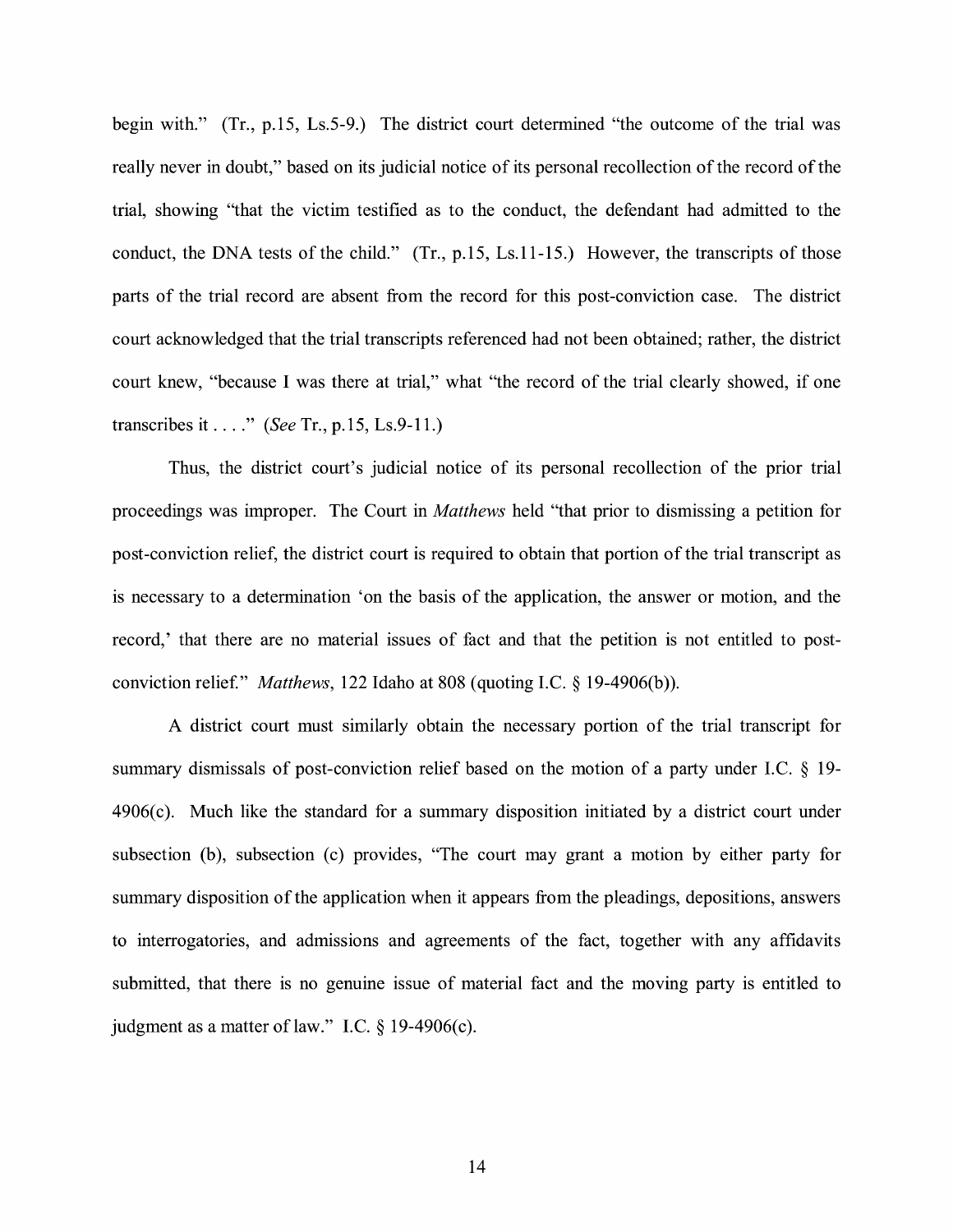begin with." (Tr., p.15, Ls.5-9.) The district court determined "the outcome of the trial was really never in doubt," based on its judicial notice of its personal recollection of the record of the trial, showing "that the victim testified as to the conduct, the defendant had admitted to the conduct, the DNA tests of the child." (Tr., p.15, Ls.11-15.) However, the transcripts of those parts of the trial record are absent from the record for this post-conviction case. The district court acknowledged that the trial transcripts referenced had not been obtained; rather, the district court knew, "because I was there at trial," what "the record of the trial clearly showed, if one transcribes it . . . ." (*See* Tr., p.15, Ls.9-11.)

Thus, the district court's judicial notice of its personal recollection of the prior trial proceedings was improper. The Court in *Matthews* held "that prior to dismissing a petition for post-conviction relief, the district court is required to obtain that portion of the trial transcript as is necessary to a determination 'on the basis of the application, the answer or motion, and the record,' that there are no material issues of fact and that the petition is not entitled to post-conviction relief." *Matthews*, 122 Idaho at 808 (quoting I.C. § 19-4906(b)).

A district court must similarly obtain the necessary portion of the trial transcript for summary dismissals of post-conviction relief based on the motion of a party under I.C. § 19-4906(c). Much like the standard for a summary disposition initiated by a district court under subsection (b), subsection (c) provides, "The court may grant a motion by either party for summary disposition of the application when it appears from the pleadings, depositions, answers to interrogatories, and admissions and agreements of the fact, together with any affidavits submitted, that there is no genuine issue of material fact and the moving party is entitled to judgment as a matter of law." I.C. § 19-4906(c).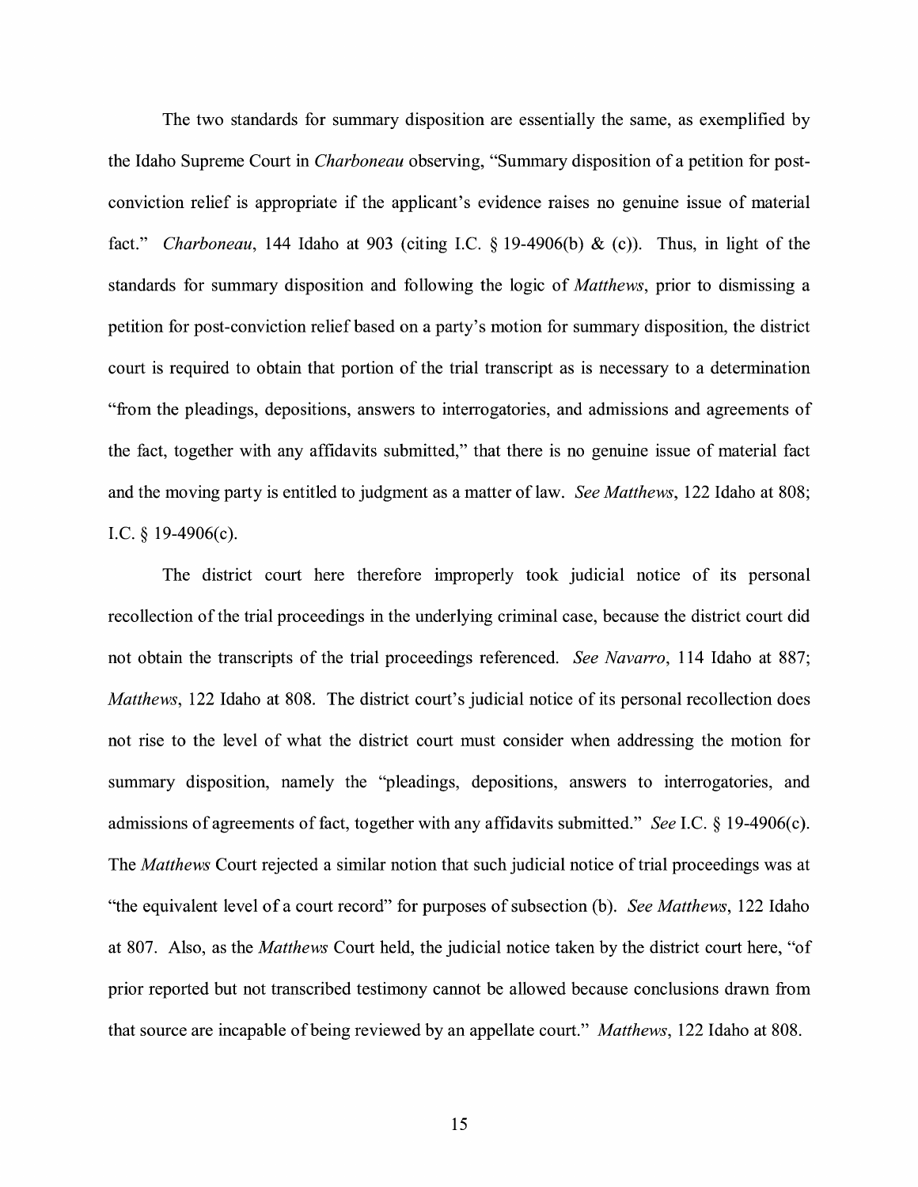The two standards for summary disposition are essentially the same, as exemplified by the Idaho Supreme Court in *Charboneau* observing, "Summary disposition of a petition for post-conviction relief is appropriate if the applicant's evidence raises no genuine issue of material fact." *Charboneau*, 144 Idaho at 903 (citing I.C. § 19-4906(b) & (c)). Thus, in light of the standards for summary disposition and following the logic of *Matthews*, prior to dismissing a petition for post-conviction relief based on a party's motion for summary disposition, the district court is required to obtain that portion of the trial transcript as is necessary to a determination "from the pleadings, depositions, answers to interrogatories, and admissions and agreements of the fact, together with any affidavits submitted," that there is no genuine issue of material fact and the moving party is entitled to judgment as a matter of law. *See Matthews*, 122 Idaho at 808; I.C. § 19-4906(c).

The district court here therefore improperly took judicial notice of its personal recollection of the trial proceedings in the underlying criminal case, because the district court did not obtain the transcripts of the trial proceedings referenced. *See Navarro*, 114 Idaho at 887; *Matthews*, 122 Idaho at 808. The district court's judicial notice of its personal recollection does not rise to the level of what the district court must consider when addressing the motion for summary disposition, namely the "pleadings, depositions, answers to interrogatories, and admissions of agreements of fact, together with any affidavits submitted." *See* I.C. § 19-4906(c). The *Matthews* Court rejected a similar notion that such judicial notice of trial proceedings was at "the equivalent level of a court record" for purposes of subsection (b). *See Matthews*, 122 Idaho at 807. Also, as the *Matthews* Court held, the judicial notice taken by the district court here, "of prior reported but not transcribed testimony cannot be allowed because conclusions drawn from that source are incapable of being reviewed by an appellate court." *Matthews*, 122 Idaho at 808.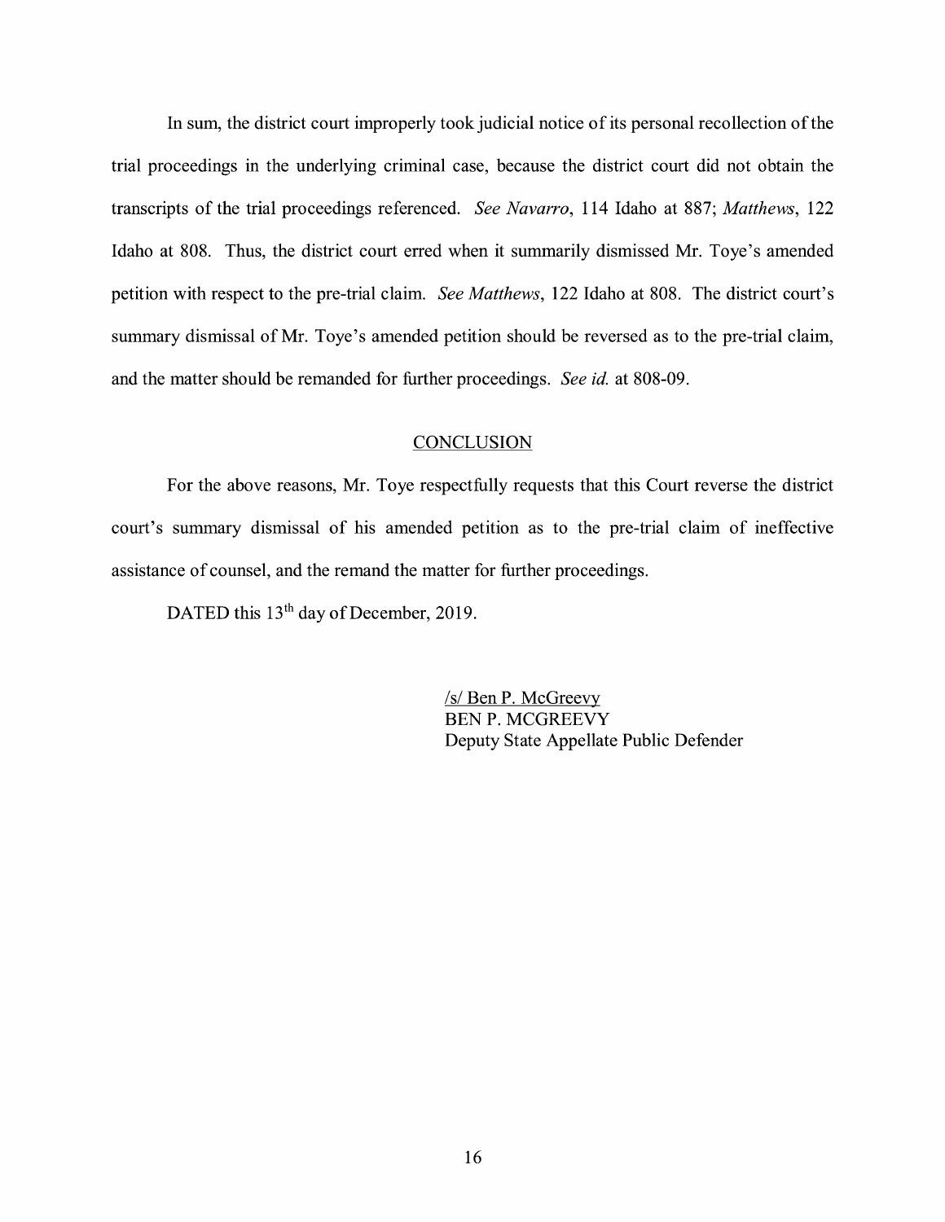In sum, the district court improperly took judicial notice of its personal recollection of the trial proceedings in the underlying criminal case, because the district court did not obtain the transcripts of the trial proceedings referenced. *See Navarro*, 114 Idaho at 887; *Matthews*, 122 Idaho at 808. Thus, the district court erred when it summarily dismissed Mr. Toye's amended petition with respect to the pre-trial claim. *See Matthews*, 122 Idaho at 808. The district court's summary dismissal of Mr. Toye's amended petition should be reversed as to the pre-trial claim, and the matter should be remanded for further proceedings. *See id.* at 808-09.

## CONCLUSION

For the above reasons, Mr. Toye respectfully requests that this Court reverse the district court's summary dismissal of his amended petition as to the pre-trial claim of ineffective assistance of counsel, and the remand the matter for further proceedings.

DATED this 13th day of December, 2019.

/s/ Ben P. McGreevy
BEN P. MCGREEVY
Deputy State Appellate Public Defender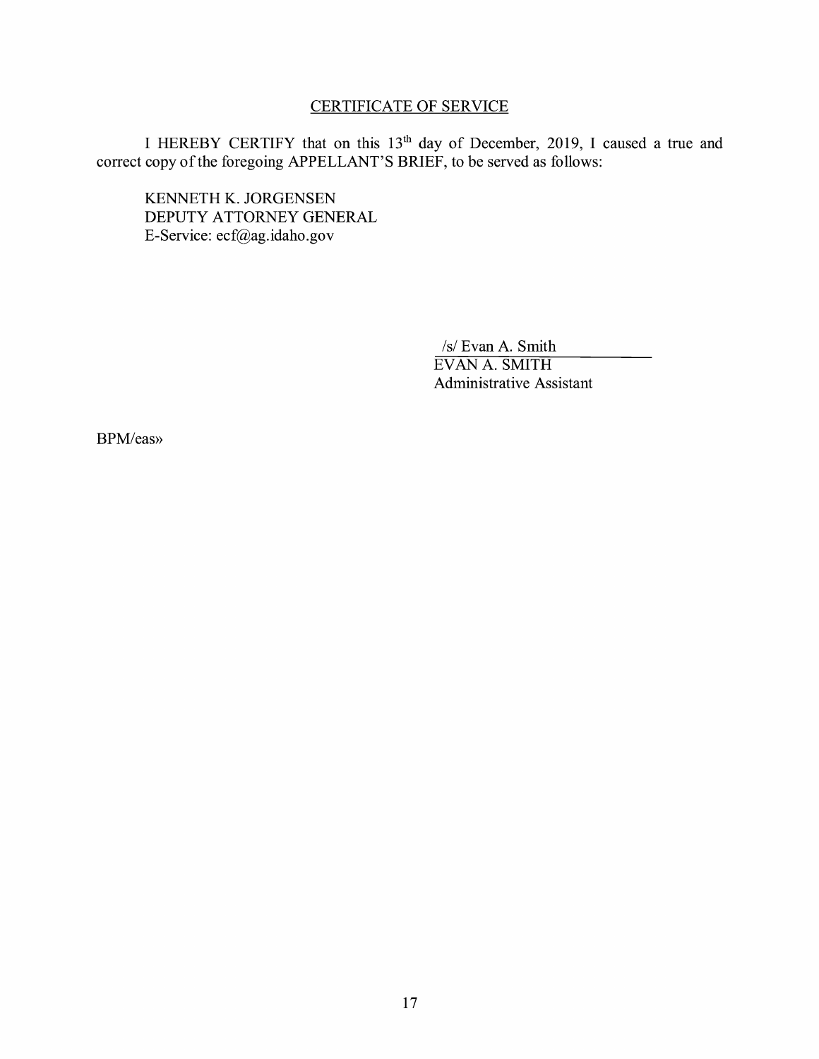## CERTIFICATE OF SERVICE

I HEREBY CERTIFY that on this 13th day of December, 2019, I caused a true and correct copy of the foregoing APPELLANT'S BRIEF, to be served as follows:

KENNETH K. JORGENSEN
DEPUTY ATTORNEY GENERAL
E-Service: ecf@ag.idaho.gov

/s/ Evan A. Smith
EVAN A. SMITH
Administrative Assistant

BPM/eas»